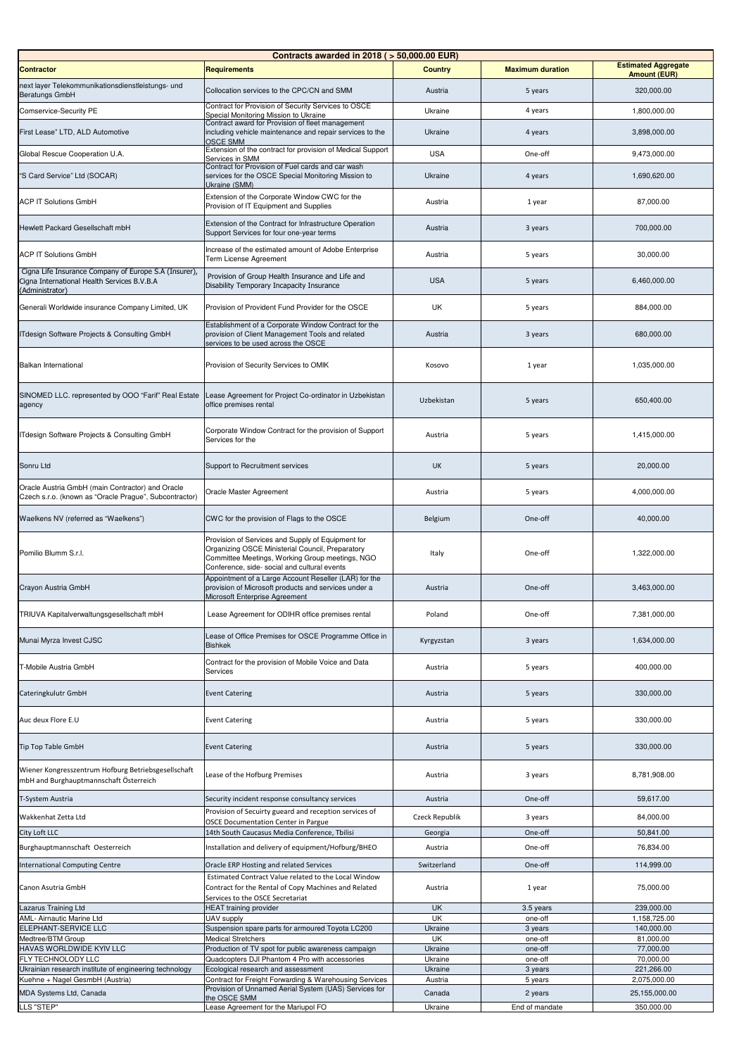| Contracts awarded in 2018 ( > 50,000.00 EUR) | | | | |
|---|---|---|---|---|
| **Contractor** | **Requirements** | **Country** | **Maximum duration** | **Estimated Aggregate Amount (EUR)** |
| next layer Telekommunikationsdienstleistungs- und Beratungs GmbH | Collocation services to the CPC/CN and SMM | Austria | 5 years | 320,000.00 |
| Comservice-Security PE | Contract for Provision of Security Services to OSCE Special Monitoring Mission to Ukraine | Ukraine | 4 years | 1,800,000.00 |
| First Lease" LTD, ALD Automotive | Contract award for Provision of fleet management including vehicle maintenance and repair services to the OSCE SMM | Ukraine | 4 years | 3,898,000.00 |
| Global Rescue Cooperation U.A. | Extension of the contract for provision of Medical Support Services in SMM | USA | One-off | 9,473,000.00 |
| "S Card Service" Ltd (SOCAR) | Contract for Provision of Fuel cards and car wash services for the OSCE Special Monitoring Mission to Ukraine (SMM) | Ukraine | 4 years | 1,690,620.00 |
| ACP IT Solutions GmbH | Extension of the Corporate Window CWC for the Provision of IT Equipment and Supplies | Austria | 1 year | 87,000.00 |
| Hewlett Packard Gesellschaft mbH | Extension of the Contract for Infrastructure Operation Support Services for four one-year terms | Austria | 3 years | 700,000.00 |
| ACP IT Solutions GmbH | Increase of the estimated amount of Adobe Enterprise Term License Agreement | Austria | 5 years | 30,000.00 |
| Cigna Life Insurance Company of Europe S.A (Insurer), Cigna International Health Services B.V.B.A (Administrator) | Provision of Group Health Insurance and Life and Disability Temporary Incapacity Insurance | USA | 5 years | 6,460,000.00 |
| Generali Worldwide insurance Company Limited, UK | Provision of Provident Fund Provider for the OSCE | UK | 5 years | 884,000.00 |
| ITdesign Software Projects & Consulting GmbH | Establishment of a Corporate Window Contract for the provision of Client Management Tools and related services to be used across the OSCE | Austria | 3 years | 680,000.00 |
| Balkan International | Provision of Security Services to OMIK | Kosovo | 1 year | 1,035,000.00 |
| SINOMED LLC. represented by OOO "Farif" Real Estate agency | Lease Agreement for Project Co-ordinator in Uzbekistan office premises rental | Uzbekistan | 5 years | 650,400.00 |
| ITdesign Software Projects & Consulting GmbH | Corporate Window Contract for the provision of Support Services for the | Austria | 5 years | 1,415,000.00 |
| Sonru Ltd | Support to Recruitment services | UK | 5 years | 20,000.00 |
| Oracle Austria GmbH (main Contractor) and Oracle Czech s.r.o. (known as "Oracle Prague", Subcontractor) | Oracle Master Agreement | Austria | 5 years | 4,000,000.00 |
| Waelkens NV (referred as "Waelkens") | CWC for the provision of Flags to the OSCE | Belgium | One-off | 40,000.00 |
| Pomilio Blumm S.r.l. | Provision of Services and Supply of Equipment for Organizing OSCE Ministerial Council, Preparatory Committee Meetings, Working Group meetings, NGO Conference, side- social and cultural events | Italy | One-off | 1,322,000.00 |
| Crayon Austria GmbH | Appointment of a Large Account Reseller (LAR) for the provision of Microsoft products and services under a Microsoft Enterprise Agreement | Austria | One-off | 3,463,000.00 |
| TRIUVA Kapitalverwaltungsgesellschaft mbH | Lease Agreement for ODIHR office premises rental | Poland | One-off | 7,381,000.00 |
| Munai Myrza Invest CJSC | Lease of Office Premises for OSCE Programme Office in Bishkek | Kyrgyzstan | 3 years | 1,634,000.00 |
| T-Mobile Austria GmbH | Contract for the provision of Mobile Voice and Data Services | Austria | 5 years | 400,000.00 |
| Cateringkulutr GmbH | Event Catering | Austria | 5 years | 330,000.00 |
| Auc deux Flore E.U | Event Catering | Austria | 5 years | 330,000.00 |
| Tip Top Table GmbH | Event Catering | Austria | 5 years | 330,000.00 |
| Wiener Kongresszentrum Hofburg Betriebsgesellschaft mbH and Burghauptmannschaft Österreich | Lease of the Hofburg Premises | Austria | 3 years | 8,781,908.00 |
| T-System Austria | Security incident response consultancy services | Austria | One-off | 59,617.00 |
| Wakkenhat Zetta Ltd | Provision of Secuirty gueard and reception services of OSCE Documentation Center in Pargue | Czeck Republik | 3 years | 84,000.00 |
| City Loft LLC | 14th South Caucasus Media Conference, Tbilisi | Georgia | One-off | 50,841.00 |
| Burghauptmannschaft Oesterreich | Installation and delivery of equipment/Hofburg/BHEO | Austria | One-off | 76,834.00 |
| International Computing Centre | Oracle ERP Hosting and related Services | Switzerland | One-off | 114,999.00 |
| Canon Asutria GmbH | Estimated Contract Value related to the Local Window Contract for the Rental of Copy Machines and Related Services to the OSCE Secretariat | Austria | 1 year | 75,000.00 |
| Lazarus Training Ltd | HEAT training provider | UK | 3.5 years | 239,000.00 |
| AML- Airnautic Marine Ltd | UAV supply | UK | one-off | 1,158,725.00 |
| ELEPHANT-SERVICE LLC | Suspension spare parts for armoured Toyota LC200 | Ukraine | 3 years | 140,000.00 |
| Medtree/BTM Group | Medical Stretchers | UK | one-off | 81,000.00 |
| HAVAS WORLDWIDE KYIV LLC | Production of TV spot for public awareness campaign | Ukraine | one-off | 77,000.00 |
| FLY TECHNOLODY LLC | Quadcopters DJI Phantom 4 Pro with accessories | Ukraine | one-off | 70,000.00 |
| Ukrainian research institute of engineering technology | Ecological research and assessment | Ukraine | 3 years | 221,266.00 |
| Kuehne + Nagel GesmbH (Austria) | Contract for Freight Forwarding & Warehousing Services | Austria | 5 years | 2,075,000.00 |
| MDA Systems Ltd, Canada | Provision of Unnamed Aerial System (UAS) Services for the OSCE SMM | Canada | 2 years | 25,155,000.00 |
| LLS "STEP" | Lease Agreement for the Mariupol FO | Ukraine | End of mandate | 350,000.00 |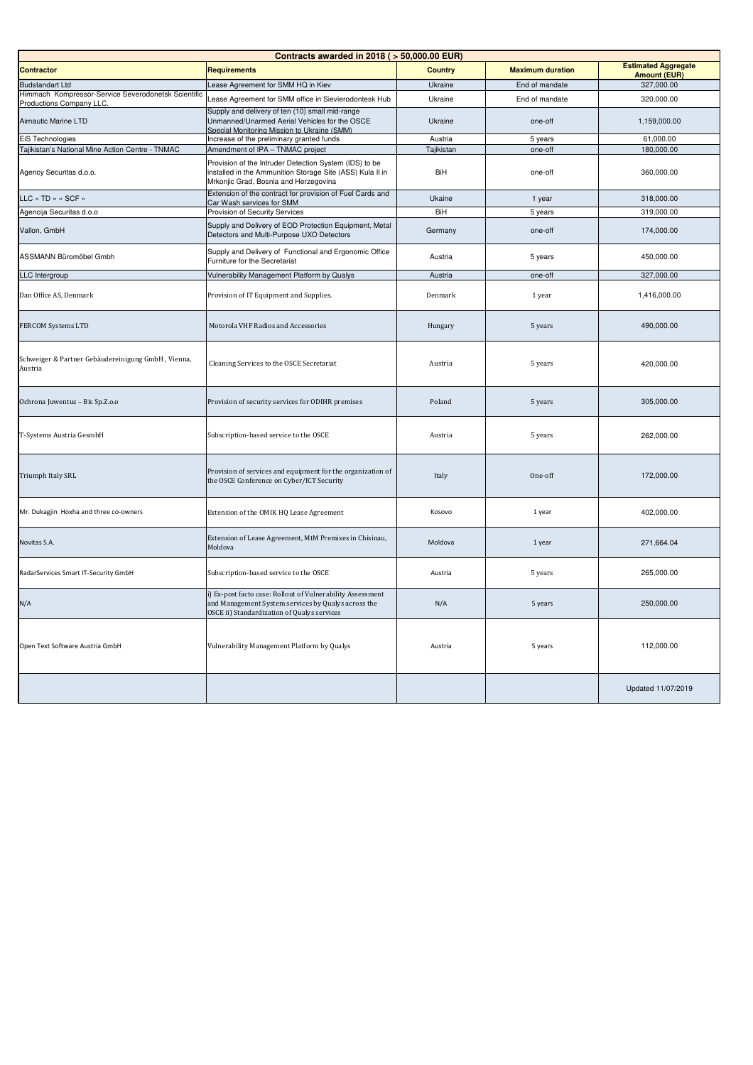| Contracts awarded in 2018 ( > 50,000.00 EUR) | | | | |
|---|---|---|---|---|
| **Contractor** | **Requirements** | **Country** | **Maximum duration** | **Estimated Aggregate Amount (EUR)** |
| Budstandart Ltd | Lease Agreement for SMM HQ in Kiev | Ukraine | End of mandate | 327,000.00 |
| Himmach Kompressor-Service Severodonetsk Scientific Productions Company LLC. | Lease Agreement for SMM office in Sievierodontesk Hub | Ukraine | End of mandate | 320,000.00 |
| Airnautic Marine LTD | Supply and delivery of ten (10) small mid-range Unmanned/Unarmed Aerial Vehicles for the OSCE Special Monitoring Mission to Ukraine (SMM) | Ukraine | one-off | 1,159,000.00 |
| EIS Technologies | Increase of the preliminary granted funds | Austria | 5 years | 61,000.00 |
| Tajikistan's National Mine Action Centre - TNMAC | Amendment of IPA – TNMAC project | Tajikistan | one-off | 180,000.00 |
| Agency Securitas d.o.o. | Provision of the Intruder Detection System (IDS) to be installed in the Ammunition Storage Site (ASS) Kula II in Mrkonjic Grad, Bosnia and Herzegovina | BiH | one-off | 360,000.00 |
| LLC « TD » « SCF » | Extension of the contract for provision of Fuel Cards and Car Wash services for SMM | Ukaine | 1 year | 318,000.00 |
| Agencija Securitas d.o.o | Provision of Security Services | BiH | 5 years | 319,000.00 |
| Vallon, GmbH | Supply and Delivery of EOD Protection Equipment, Metal Detectors and Multi-Purpose UXO Detectors | Germany | one-off | 174,000.00 |
| ASSMANN Büromöbel Gmbh | Supply and Delivery of Functional and Ergonomic Office Furniture for the Secretariat | Austria | 5 years | 450,000.00 |
| LLC Intergroup | Vulnerability Management Platform by Qualys | Austria | one-off | 327,000.00 |
| Dan Office AS, Denmark | Provision of IT Equipment and Supplies. | Denmark | 1 year | 1,416,000.00 |
| FERCOM Systems LTD | Motorola VHF Radios and Accessories | Hungary | 5 years | 490,000.00 |
| Schweiger & Partner Gebäudereinigung GmbH , Vienna, Austria | Cleaning Services to the OSCE Secretariat | Austria | 5 years | 420,000.00 |
| Ochrona Juwentus – Bis Sp.Z.o.o | Provision of security services for ODIHR premises | Poland | 5 years | 305,000.00 |
| T-Systems Austria GesmbH | Subscription-based service to the OSCE | Austria | 5 years | 262,000.00 |
| Triumph Italy SRL | Provision of services and equipment for the organization of the OSCE Conference on Cyber/ICT Security | Italy | One-off | 172,000.00 |
| Mr. Dukagjin Hoxha and three co-owners | Extension of the OMIK HQ Lease Agreement | Kosovo | 1 year | 402,000.00 |
| Novitas S.A. | Extension of Lease Agreement, MtM Premises in Chisinau, Moldova | Moldova | 1 year | 271,664.04 |
| RadarServices Smart IT-Security GmbH | Subscription-based service to the OSCE | Austria | 5 years | 265,000.00 |
| N/A | i) Ex-post facto case: Rollout of Vulnerability Assessment and Management System services by Qualys across the OSCE ii) Standardization of Qualys services | N/A | 5 years | 250,000.00 |
| Open Text Software Austria GmbH | Vulnerability Management Platform by Qualys | Austria | 5 years | 112,000.00 |
| | | | | Updated 11/07/2019 |